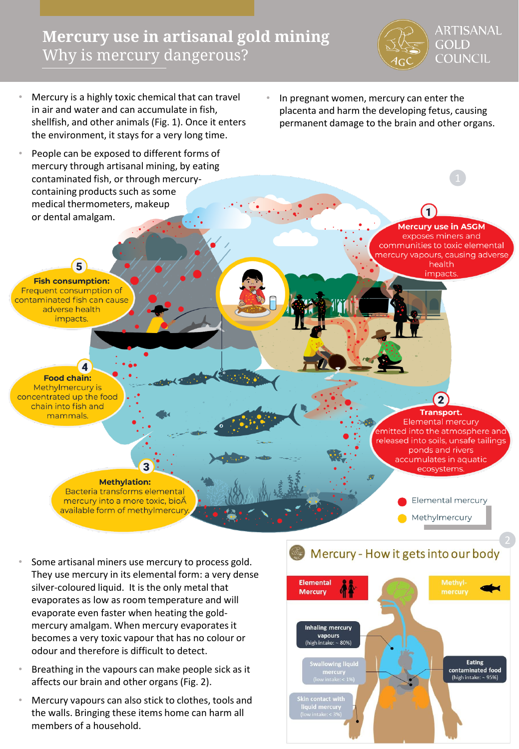# Mercury use in artisanal gold mining

## Why is mercury dangerous?

ARTISANAL GOLD COUNCIL

- Mercury is a highly toxic chemical that can travel in air and water and can accumulate in fish, shellfish, and other animals (Fig. 1). Once it enters the environment, it stays for a very long time.
- People can be exposed to different forms of mercury through artisanal mining, by eating contaminated fish, or through mercury-containing products such as some medical thermometers, makeup or dental amalgam.
- In pregnant women, mercury can enter the placenta and harm the developing fetus, causing permanent damage to the brain and other organs.

1

**1 Mercury use in ASGM** exposes miners and communities to toxic elemental mercury vapours, causing adverse health impacts.

**2 Transport.** Elemental mercury emitted into the atmosphere and released into soils, unsafe tailings ponds and rivers accumulates in aquatic ecosystems.

**3 Methylation:** Bacteria transforms elemental mercury into a more toxic, bioÂ available form of methylmercury.

**4 Food chain:** Methylmercury is concentrated up the food chain into fish and mammals.

**5 Fish consumption:** Frequent consumption of contaminated fish can cause adverse health impacts.

- Elemental mercury
- Methylmercury

- Some artisanal miners use mercury to process gold. They use mercury in its elemental form: a very dense silver-coloured liquid. It is the only metal that evaporates as low as room temperature and will evaporate even faster when heating the gold-mercury amalgam. When mercury evaporates it becomes a very toxic vapour that has no colour or odour and therefore is difficult to detect.
- Breathing in the vapours can make people sick as it affects our brain and other organs (Fig. 2).
- Mercury vapours can also stick to clothes, tools and the walls. Bringing these items home can harm all members of a household.

2

## Mercury - How it gets into our body

**Elemental Mercury**

- Inhaling mercury vapours (high intake: ~ 80%)
- Swallowing liquid mercury (low intake: < 1%)
- Skin contact with liquid mercury (low intake: < 3%)

**Methyl-mercury**

- Eating contaminated food (high intake: ~ 95%)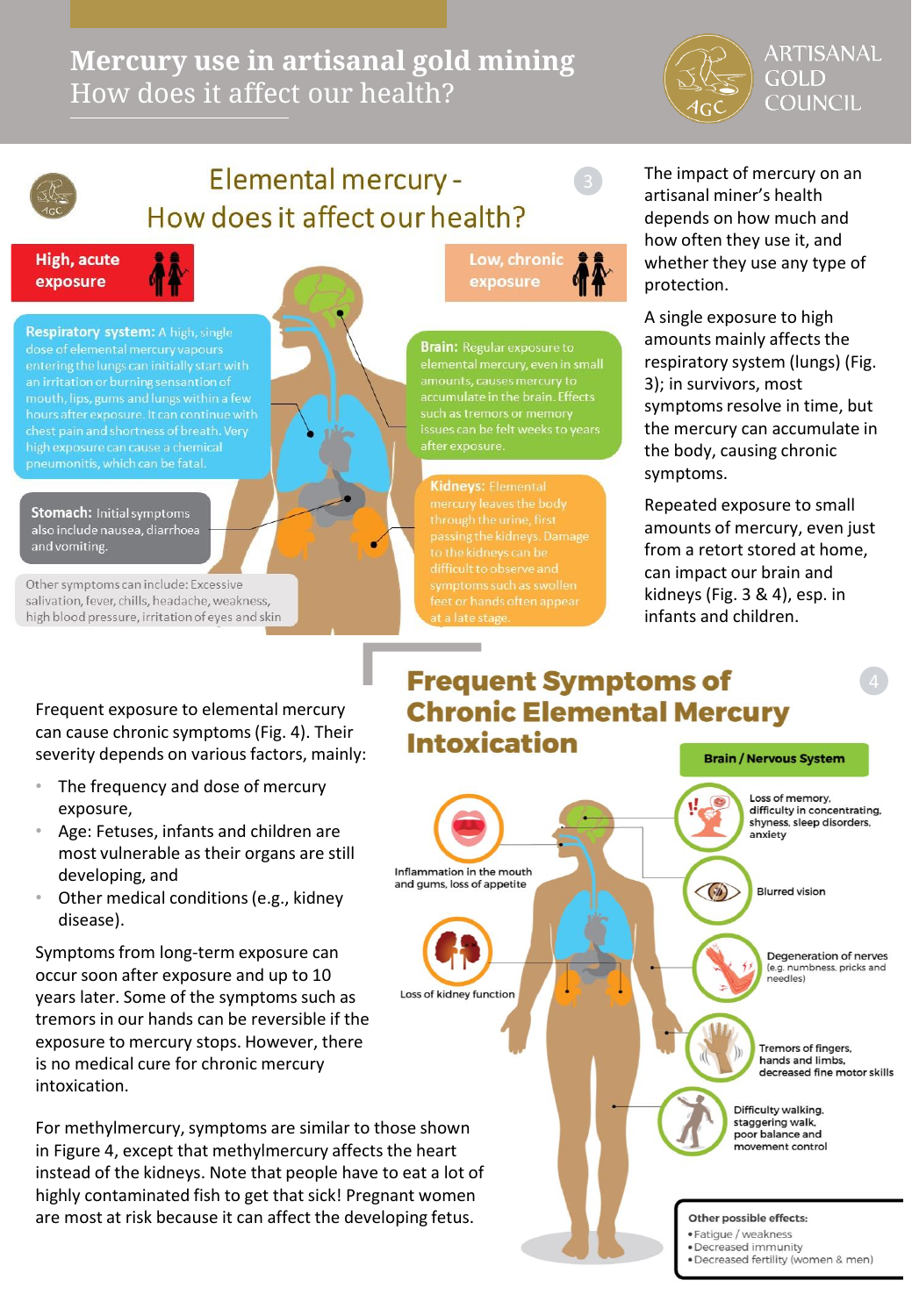# Mercury use in artisanal gold mining
How does it affect our health?

ARTISANAL GOLD COUNCIL

## Elemental mercury - How does it affect our health?

3

**High, acute exposure**

**Low, chronic exposure**

**Respiratory system:** A high, single dose of elemental mercury vapours entering the lungs can initially start with an irritation or burning sensation of mouth, lips, gums and lungs within a few hours after exposure. It can continue with chest pain and shortness of breath. Very high exposure can cause a chemical pneumonitis, which can be fatal.

**Stomach:** Initial symptoms also include nausea, diarrhoea and vomiting.

Other symptoms can include: Excessive salivation, fever, chills, headache, weakness, high blood pressure, irritation of eyes and skin

**Brain:** Regular exposure to elemental mercury, even in small amounts, causes mercury to accumulate in the brain. Effects such as tremors or memory issues can be felt weeks to years after exposure.

**Kidneys:** Elemental mercury leaves the body through the urine, first passing the kidneys. Damage to the kidneys can be difficult to observe and symptoms such as swollen feet or hands often appear at a late stage.

The impact of mercury on an artisanal miner's health depends on how much and how often they use it, and whether they use any type of protection.

A single exposure to high amounts mainly affects the respiratory system (lungs) (Fig. 3); in survivors, most symptoms resolve in time, but the mercury can accumulate in the body, causing chronic symptoms.

Repeated exposure to small amounts of mercury, even just from a retort stored at home, can impact our brain and kidneys (Fig. 3 & 4), esp. in infants and children.

Frequent exposure to elemental mercury can cause chronic symptoms (Fig. 4). Their severity depends on various factors, mainly:

- The frequency and dose of mercury exposure,
- Age: Fetuses, infants and children are most vulnerable as their organs are still developing, and
- Other medical conditions (e.g., kidney disease).

Symptoms from long-term exposure can occur soon after exposure and up to 10 years later. Some of the symptoms such as tremors in our hands can be reversible if the exposure to mercury stops. However, there is no medical cure for chronic mercury intoxication.

For methylmercury, symptoms are similar to those shown in Figure 4, except that methylmercury affects the heart instead of the kidneys. Note that people have to eat a lot of highly contaminated fish to get that sick! Pregnant women are most at risk because it can affect the developing fetus.

## Frequent Symptoms of Chronic Elemental Mercury Intoxication

4

**Brain / Nervous System**

Inflammation in the mouth and gums, loss of appetite

Loss of kidney function

Loss of memory, difficulty in concentrating, shyness, sleep disorders, anxiety

Blurred vision

Degeneration of nerves (e.g. numbness, pricks and needles)

Tremors of fingers, hands and limbs, decreased fine motor skills

Difficulty walking, staggering walk, poor balance and movement control

**Other possible effects:**
- Fatigue / weakness
- Decreased immunity
- Decreased fertility (women & men)